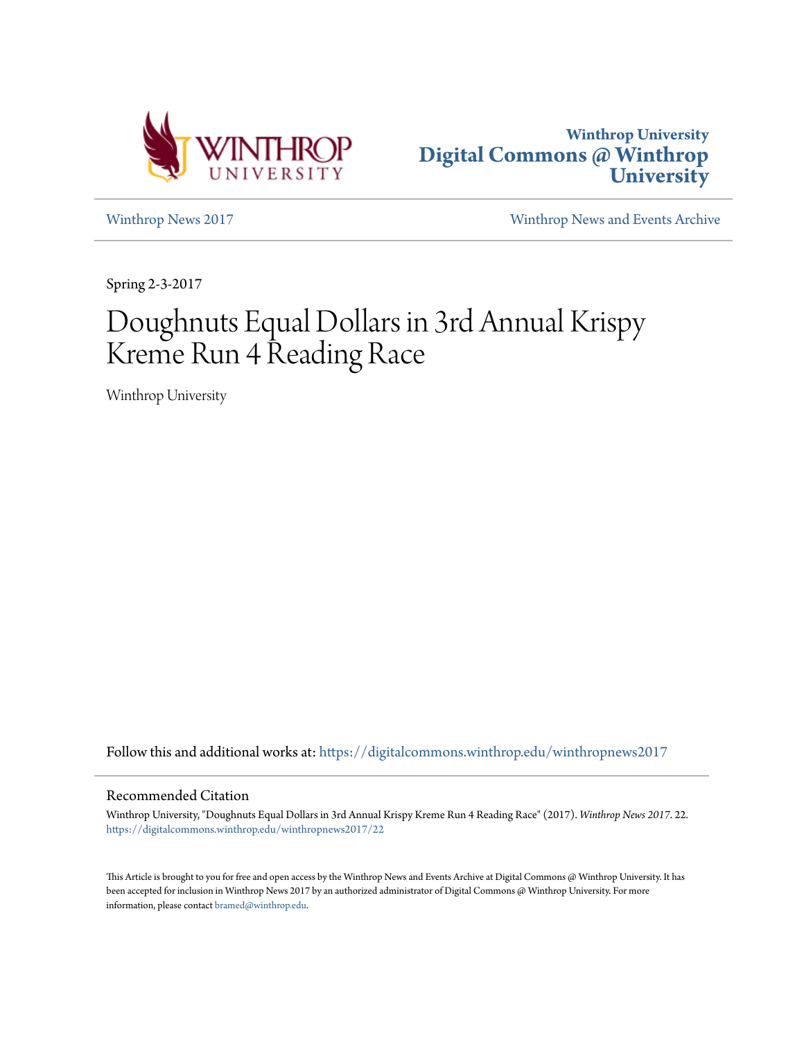Winthrop University
**Digital Commons @ Winthrop University**

Winthrop News 2017

Winthrop News and Events Archive

Spring 2-3-2017

# Doughnuts Equal Dollars in 3rd Annual Krispy Kreme Run 4 Reading Race

Winthrop University

Follow this and additional works at: https://digitalcommons.winthrop.edu/winthropnews2017

## Recommended Citation

Winthrop University, "Doughnuts Equal Dollars in 3rd Annual Krispy Kreme Run 4 Reading Race" (2017). *Winthrop News 2017*. 22.
https://digitalcommons.winthrop.edu/winthropnews2017/22

This Article is brought to you for free and open access by the Winthrop News and Events Archive at Digital Commons @ Winthrop University. It has been accepted for inclusion in Winthrop News 2017 by an authorized administrator of Digital Commons @ Winthrop University. For more information, please contact bramed@winthrop.edu.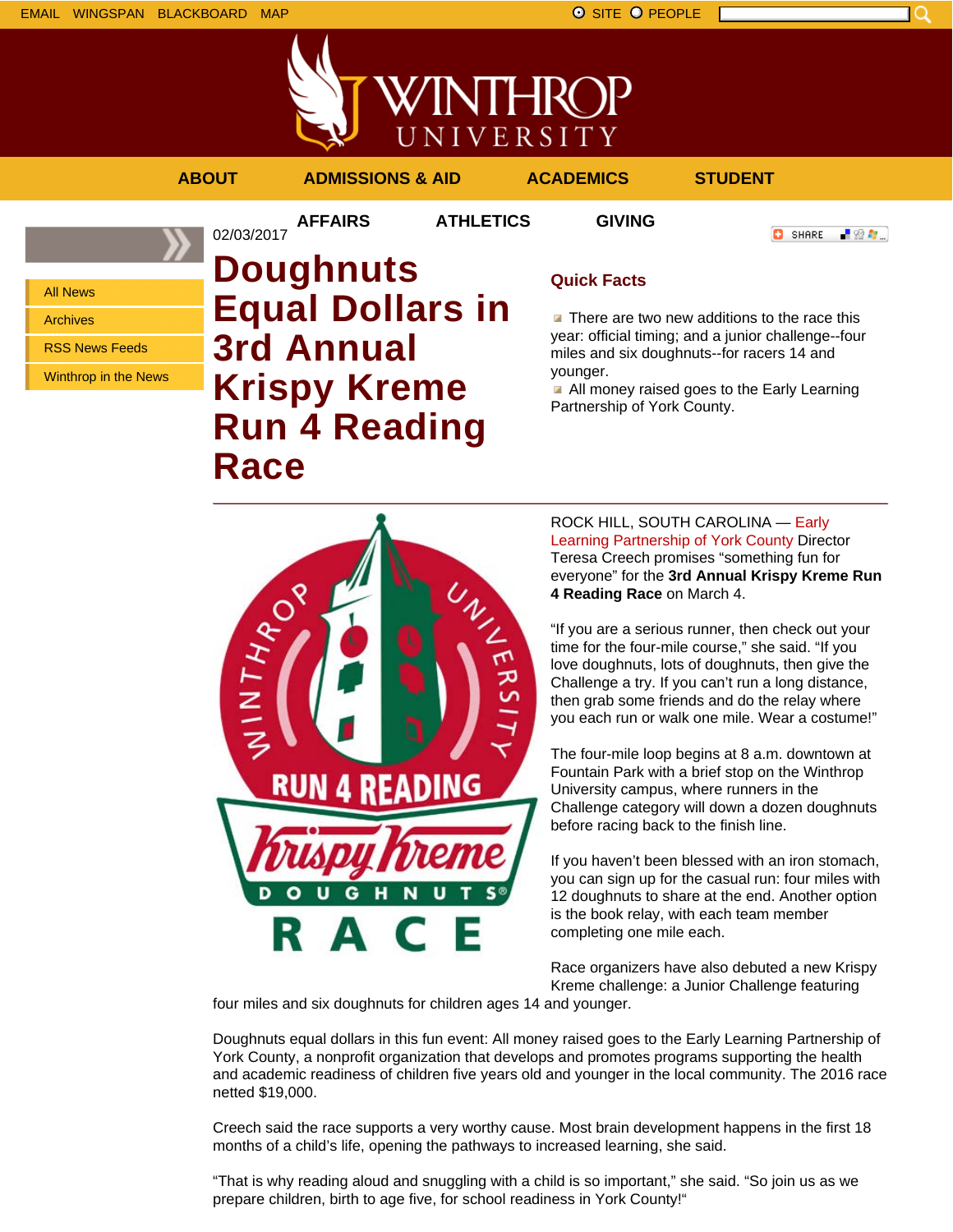EMAIL WINGSPAN BLACKBOARD MAP

SITE PEOPLE

WINTHROP UNIVERSITY

ABOUT ADMISSIONS & AID ACADEMICS STUDENT AFFAIRS ATHLETICS GIVING

- All News
- Archives
- RSS News Feeds
- Winthrop in the News

02/03/2017

# Doughnuts Equal Dollars in 3rd Annual Krispy Kreme Run 4 Reading Race

## Quick Facts

- There are two new additions to the race this year: official timing; and a junior challenge--four miles and six doughnuts--for racers 14 and younger.
- All money raised goes to the Early Learning Partnership of York County.

ROCK HILL, SOUTH CAROLINA — Early Learning Partnership of York County Director Teresa Creech promises "something fun for everyone" for the **3rd Annual Krispy Kreme Run 4 Reading Race** on March 4.

"If you are a serious runner, then check out your time for the four-mile course," she said. "If you love doughnuts, lots of doughnuts, then give the Challenge a try. If you can't run a long distance, then grab some friends and do the relay where you each run or walk one mile. Wear a costume!"

The four-mile loop begins at 8 a.m. downtown at Fountain Park with a brief stop on the Winthrop University campus, where runners in the Challenge category will down a dozen doughnuts before racing back to the finish line.

If you haven't been blessed with an iron stomach, you can sign up for the casual run: four miles with 12 doughnuts to share at the end. Another option is the book relay, with each team member completing one mile each.

Race organizers have also debuted a new Krispy Kreme challenge: a Junior Challenge featuring four miles and six doughnuts for children ages 14 and younger.

Doughnuts equal dollars in this fun event: All money raised goes to the Early Learning Partnership of York County, a nonprofit organization that develops and promotes programs supporting the health and academic readiness of children five years old and younger in the local community. The 2016 race netted $19,000.

Creech said the race supports a very worthy cause. Most brain development happens in the first 18 months of a child's life, opening the pathways to increased learning, she said.

"That is why reading aloud and snuggling with a child is so important," she said. "So join us as we prepare children, birth to age five, for school readiness in York County!"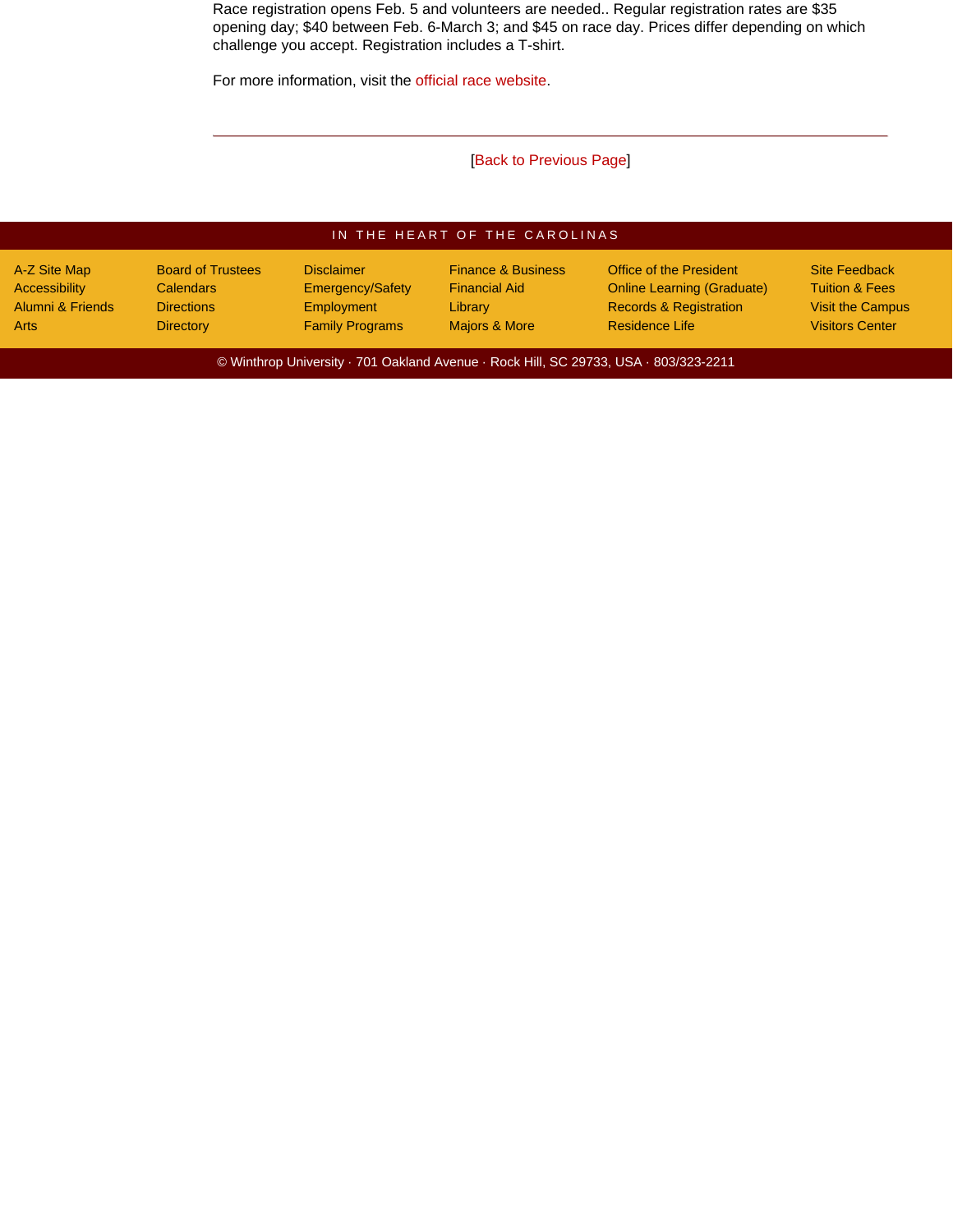Race registration opens Feb. 5 and volunteers are needed.. Regular registration rates are $35 opening day; $40 between Feb. 6-March 3; and $45 on race day. Prices differ depending on which challenge you accept. Registration includes a T-shirt.

For more information, visit the official race website.

---

[Back to Previous Page]

IN THE HEART OF THE CAROLINAS

A-Z Site Map
Accessibility
Alumni & Friends
Arts
Board of Trustees
Calendars
Directions
Directory
Disclaimer
Emergency/Safety
Employment
Family Programs
Finance & Business
Financial Aid
Library
Majors & More
Office of the President
Online Learning (Graduate)
Records & Registration
Residence Life
Site Feedback
Tuition & Fees
Visit the Campus
Visitors Center

© Winthrop University · 701 Oakland Avenue · Rock Hill, SC 29733, USA · 803/323-2211